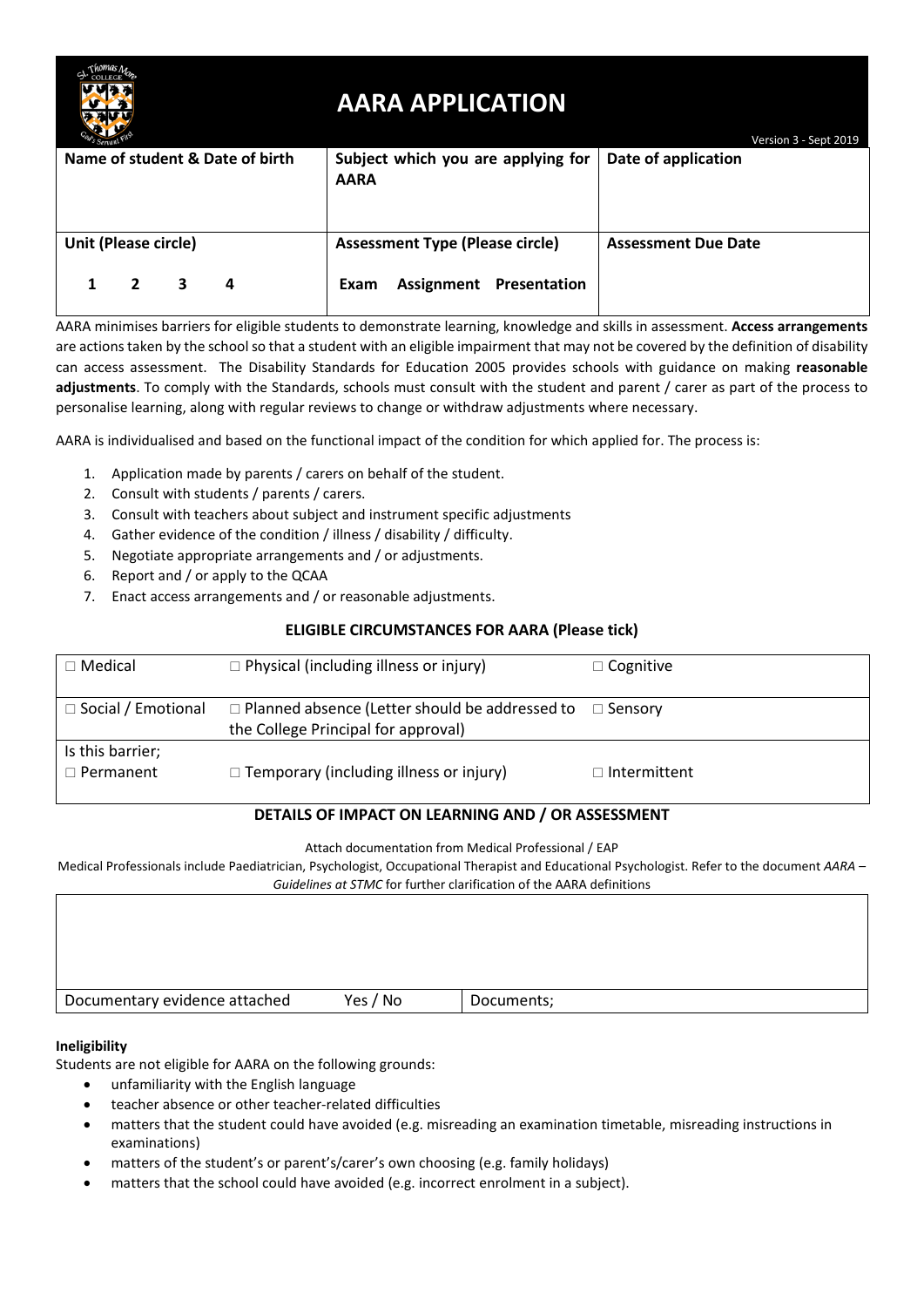# AARA APPLICATION

Version 3 - Sept 2019

| Name of student & Date of birth | Subject which you are applying for AARA | Date of application |
|---|---|---|
| | | |
| **Unit (Please circle)** | **Assessment Type (Please circle)** | **Assessment Due Date** |
| 1 2 3 4 | Exam Assignment Presentation | |

AARA minimises barriers for eligible students to demonstrate learning, knowledge and skills in assessment. **Access arrangements** are actions taken by the school so that a student with an eligible impairment that may not be covered by the definition of disability can access assessment. The Disability Standards for Education 2005 provides schools with guidance on making **reasonable adjustments**. To comply with the Standards, schools must consult with the student and parent / carer as part of the process to personalise learning, along with regular reviews to change or withdraw adjustments where necessary.

AARA is individualised and based on the functional impact of the condition for which applied for. The process is:

1. Application made by parents / carers on behalf of the student.
2. Consult with students / parents / carers.
3. Consult with teachers about subject and instrument specific adjustments
4. Gather evidence of the condition / illness / disability / difficulty.
5. Negotiate appropriate arrangements and / or adjustments.
6. Report and / or apply to the QCAA
7. Enact access arrangements and / or reasonable adjustments.

## ELIGIBLE CIRCUMSTANCES FOR AARA (Please tick)

| | | |
|---|---|---|
| □ Medical | □ Physical (including illness or injury) | □ Cognitive |
| □ Social / Emotional | □ Planned absence (Letter should be addressed to the College Principal for approval) | □ Sensory |
| Is this barrier;<br>□ Permanent | □ Temporary (including illness or injury) | □ Intermittent |

## DETAILS OF IMPACT ON LEARNING AND / OR ASSESSMENT

Attach documentation from Medical Professional / EAP

Medical Professionals include Paediatrician, Psychologist, Occupational Therapist and Educational Psychologist. Refer to the document *AARA – Guidelines at STMC* for further clarification of the AARA definitions

| | | |
|---|---|---|
| | | |
| Documentary evidence attached | Yes / No | Documents; |

**Ineligibility**

Students are not eligible for AARA on the following grounds:

- unfamiliarity with the English language
- teacher absence or other teacher-related difficulties
- matters that the student could have avoided (e.g. misreading an examination timetable, misreading instructions in examinations)
- matters of the student's or parent's/carer's own choosing (e.g. family holidays)
- matters that the school could have avoided (e.g. incorrect enrolment in a subject).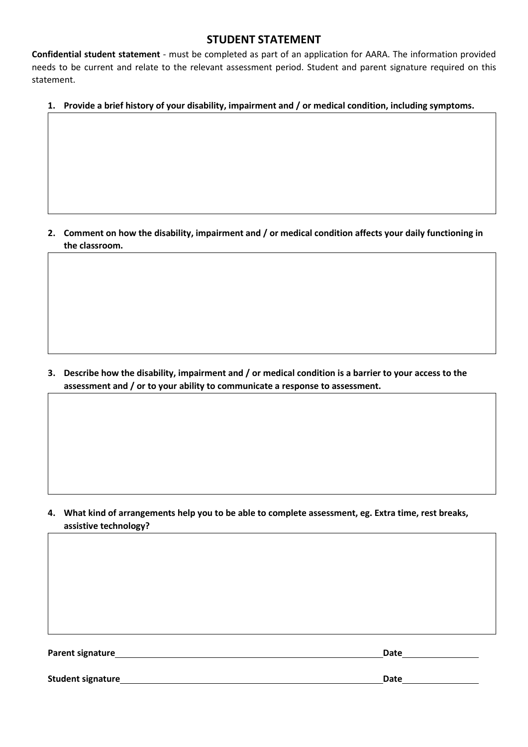## STUDENT STATEMENT

**Confidential student statement** - must be completed as part of an application for AARA. The information provided needs to be current and relate to the relevant assessment period. Student and parent signature required on this statement.

1. **Provide a brief history of your disability, impairment and / or medical condition, including symptoms.**

| |
|---|
| |

2. **Comment on how the disability, impairment and / or medical condition affects your daily functioning in the classroom.**

| |
|---|
| |

3. **Describe how the disability, impairment and / or medical condition is a barrier to your access to the assessment and / or to your ability to communicate a response to assessment.**

| |
|---|
| |

4. **What kind of arrangements help you to be able to complete assessment, eg. Extra time, rest breaks, assistive technology?**

| |
|---|
| |

**Parent signature**\_\_\_\_\_\_\_\_\_\_\_\_\_\_\_\_\_\_\_\_\_\_\_\_\_\_\_\_\_\_\_\_\_\_\_\_\_\_\_\_ **Date**\_\_\_\_\_\_\_\_\_\_\_\_\_\_\_\_

**Student signature**\_\_\_\_\_\_\_\_\_\_\_\_\_\_\_\_\_\_\_\_\_\_\_\_\_\_\_\_\_\_\_\_\_\_\_\_\_\_\_ **Date**\_\_\_\_\_\_\_\_\_\_\_\_\_\_\_\_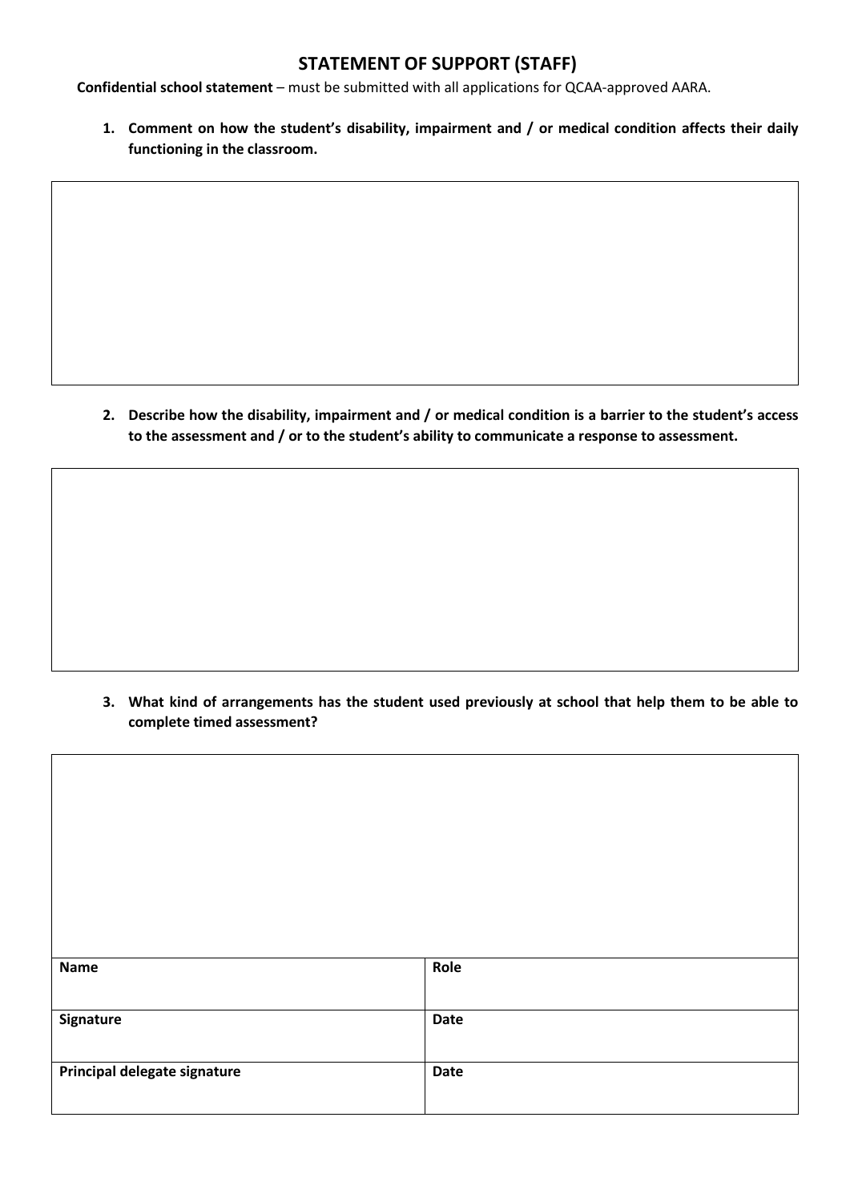# STATEMENT OF SUPPORT (STAFF)

**Confidential school statement** – must be submitted with all applications for QCAA-approved AARA.

1. **Comment on how the student's disability, impairment and / or medical condition affects their daily functioning in the classroom.**

| |
|---|
| |

2. **Describe how the disability, impairment and / or medical condition is a barrier to the student's access to the assessment and / or to the student's ability to communicate a response to assessment.**

| |
|---|
| |

3. **What kind of arrangements has the student used previously at school that help them to be able to complete timed assessment?**

| |
|---|
| |

| **Name** | **Role** |
|---|---|
| **Signature** | **Date** |
| **Principal delegate signature** | **Date** |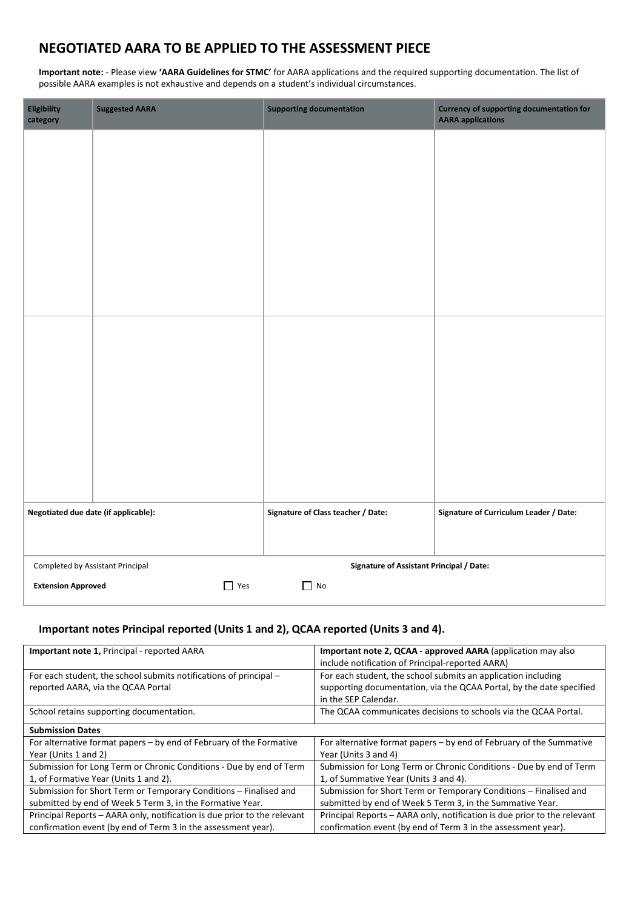## NEGOTIATED AARA TO BE APPLIED TO THE ASSESSMENT PIECE

**Important note:** - Please view **'AARA Guidelines for STMC'** for AARA applications and the required supporting documentation. The list of possible AARA examples is not exhaustive and depends on a student's individual circumstances.

| Eligibility category | Suggested AARA | Supporting documentation | Currency of supporting documentation for AARA applications |
|---|---|---|---|
| | | | |
| | | | |
| **Negotiated due date (if applicable):** | | **Signature of Class teacher / Date:** | **Signature of Curriculum Leader / Date:** |

Completed by Assistant Principal

**Signature of Assistant Principal / Date:**

**Extension Approved** ☐ Yes ☐ No

### Important notes Principal reported (Units 1 and 2), QCAA reported (Units 3 and 4).

| **Important note 1,** Principal - reported AARA | **Important note 2, QCAA - approved AARA** (application may also include notification of Principal-reported AARA) |
|---|---|
| For each student, the school submits notifications of principal – reported AARA, via the QCAA Portal | For each student, the school submits an application including supporting documentation, via the QCAA Portal, by the date specified in the SEP Calendar. |
| School retains supporting documentation. | The QCAA communicates decisions to schools via the QCAA Portal. |
| **Submission Dates** | |
| For alternative format papers – by end of February of the Formative Year (Units 1 and 2) | For alternative format papers – by end of February of the Summative Year (Units 3 and 4) |
| Submission for Long Term or Chronic Conditions - Due by end of Term 1, of Formative Year (Units 1 and 2). | Submission for Long Term or Chronic Conditions - Due by end of Term 1, of Summative Year (Units 3 and 4). |
| Submission for Short Term or Temporary Conditions – Finalised and submitted by end of Week 5 Term 3, in the Formative Year. | Submission for Short Term or Temporary Conditions – Finalised and submitted by end of Week 5 Term 3, in the Summative Year. |
| Principal Reports – AARA only, notification is due prior to the relevant confirmation event (by end of Term 3 in the assessment year). | Principal Reports – AARA only, notification is due prior to the relevant confirmation event (by end of Term 3 in the assessment year). |